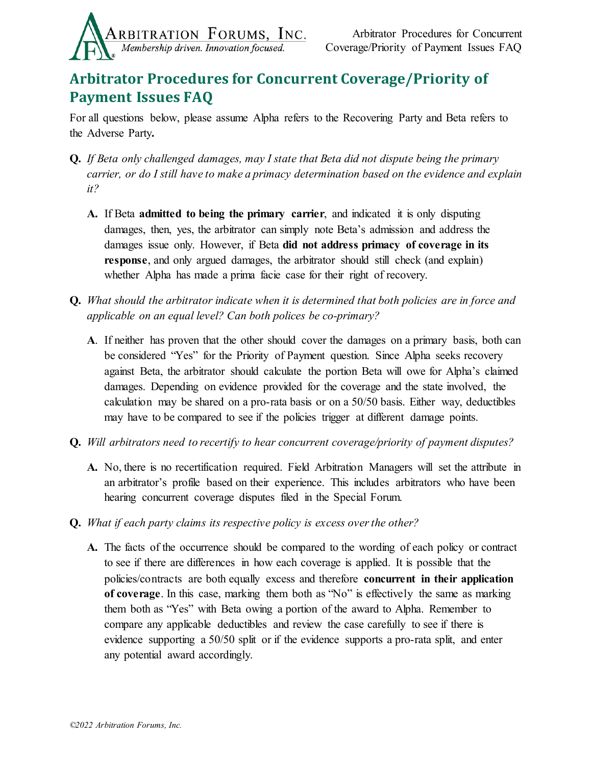# Arbitrator Procedures for Concurrent Coverage/Priority of Payment Issues FAQ

For all questions below, please assume Alpha refers to the Recovering Party and Beta refers to the Adverse Party**.**

**Q.** *If Beta only challenged damages, may I state that Beta did not dispute being the primary carrier, or do I still have to make a primacy determination based on the evidence and explain it?*

> **A.** If Beta **admitted to being the primary carrier**, and indicated it is only disputing damages, then, yes, the arbitrator can simply note Beta's admission and address the damages issue only. However, if Beta **did not address primacy of coverage in its response**, and only argued damages, the arbitrator should still check (and explain) whether Alpha has made a prima facie case for their right of recovery.

**Q.** *What should the arbitrator indicate when it is determined that both policies are in force and applicable on an equal level? Can both polices be co-primary?*

> **A**. If neither has proven that the other should cover the damages on a primary basis, both can be considered "Yes" for the Priority of Payment question. Since Alpha seeks recovery against Beta, the arbitrator should calculate the portion Beta will owe for Alpha's claimed damages. Depending on evidence provided for the coverage and the state involved, the calculation may be shared on a pro-rata basis or on a 50/50 basis. Either way, deductibles may have to be compared to see if the policies trigger at different damage points.

**Q.** *Will arbitrators need to recertify to hear concurrent coverage/priority of payment disputes?*

> **A.** No, there is no recertification required. Field Arbitration Managers will set the attribute in an arbitrator's profile based on their experience. This includes arbitrators who have been hearing concurrent coverage disputes filed in the Special Forum.

**Q.** *What if each party claims its respective policy is excess over the other?*

> **A.** The facts of the occurrence should be compared to the wording of each policy or contract to see if there are differences in how each coverage is applied. It is possible that the policies/contracts are both equally excess and therefore **concurrent in their application of coverage**. In this case, marking them both as "No" is effectively the same as marking them both as "Yes" with Beta owing a portion of the award to Alpha. Remember to compare any applicable deductibles and review the case carefully to see if there is evidence supporting a 50/50 split or if the evidence supports a pro-rata split, and enter any potential award accordingly.

*©2022 Arbitration Forums, Inc.*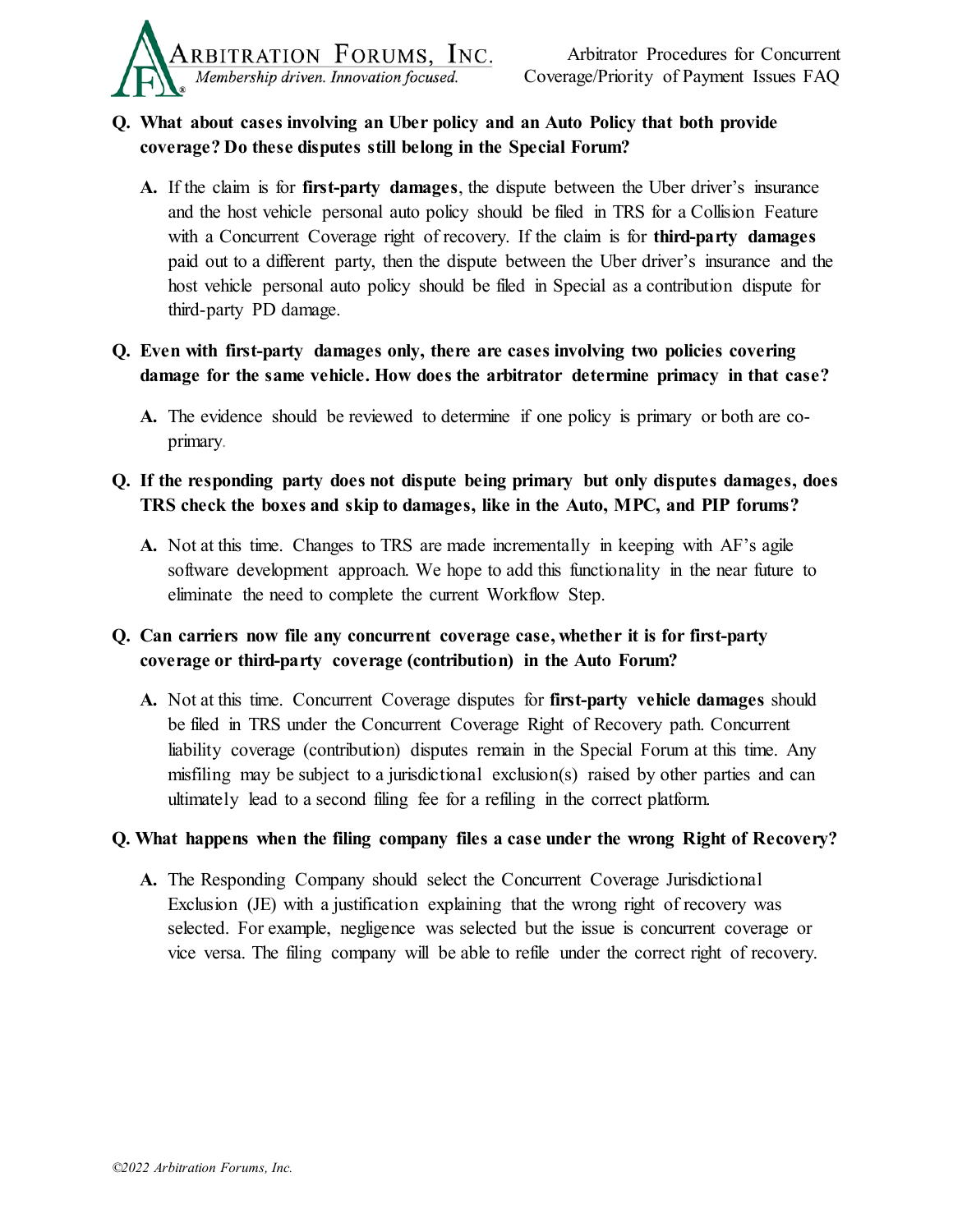**Q. What about cases involving an Uber policy and an Auto Policy that both provide coverage? Do these disputes still belong in the Special Forum?**

**A.** If the claim is for **first-party damages**, the dispute between the Uber driver's insurance and the host vehicle personal auto policy should be filed in TRS for a Collision Feature with a Concurrent Coverage right of recovery. If the claim is for **third-party damages** paid out to a different party, then the dispute between the Uber driver's insurance and the host vehicle personal auto policy should be filed in Special as a contribution dispute for third-party PD damage.

**Q. Even with first-party damages only, there are cases involving two policies covering damage for the same vehicle. How does the arbitrator determine primacy in that case?**

**A.** The evidence should be reviewed to determine if one policy is primary or both are co-primary.

**Q. If the responding party does not dispute being primary but only disputes damages, does TRS check the boxes and skip to damages, like in the Auto, MPC, and PIP forums?**

**A.** Not at this time. Changes to TRS are made incrementally in keeping with AF's agile software development approach. We hope to add this functionality in the near future to eliminate the need to complete the current Workflow Step.

**Q. Can carriers now file any concurrent coverage case, whether it is for first-party coverage or third-party coverage (contribution) in the Auto Forum?**

**A.** Not at this time. Concurrent Coverage disputes for **first-party vehicle damages** should be filed in TRS under the Concurrent Coverage Right of Recovery path. Concurrent liability coverage (contribution) disputes remain in the Special Forum at this time. Any misfiling may be subject to a jurisdictional exclusion(s) raised by other parties and can ultimately lead to a second filing fee for a refiling in the correct platform.

**Q. What happens when the filing company files a case under the wrong Right of Recovery?**

**A.** The Responding Company should select the Concurrent Coverage Jurisdictional Exclusion (JE) with a justification explaining that the wrong right of recovery was selected. For example, negligence was selected but the issue is concurrent coverage or vice versa. The filing company will be able to refile under the correct right of recovery.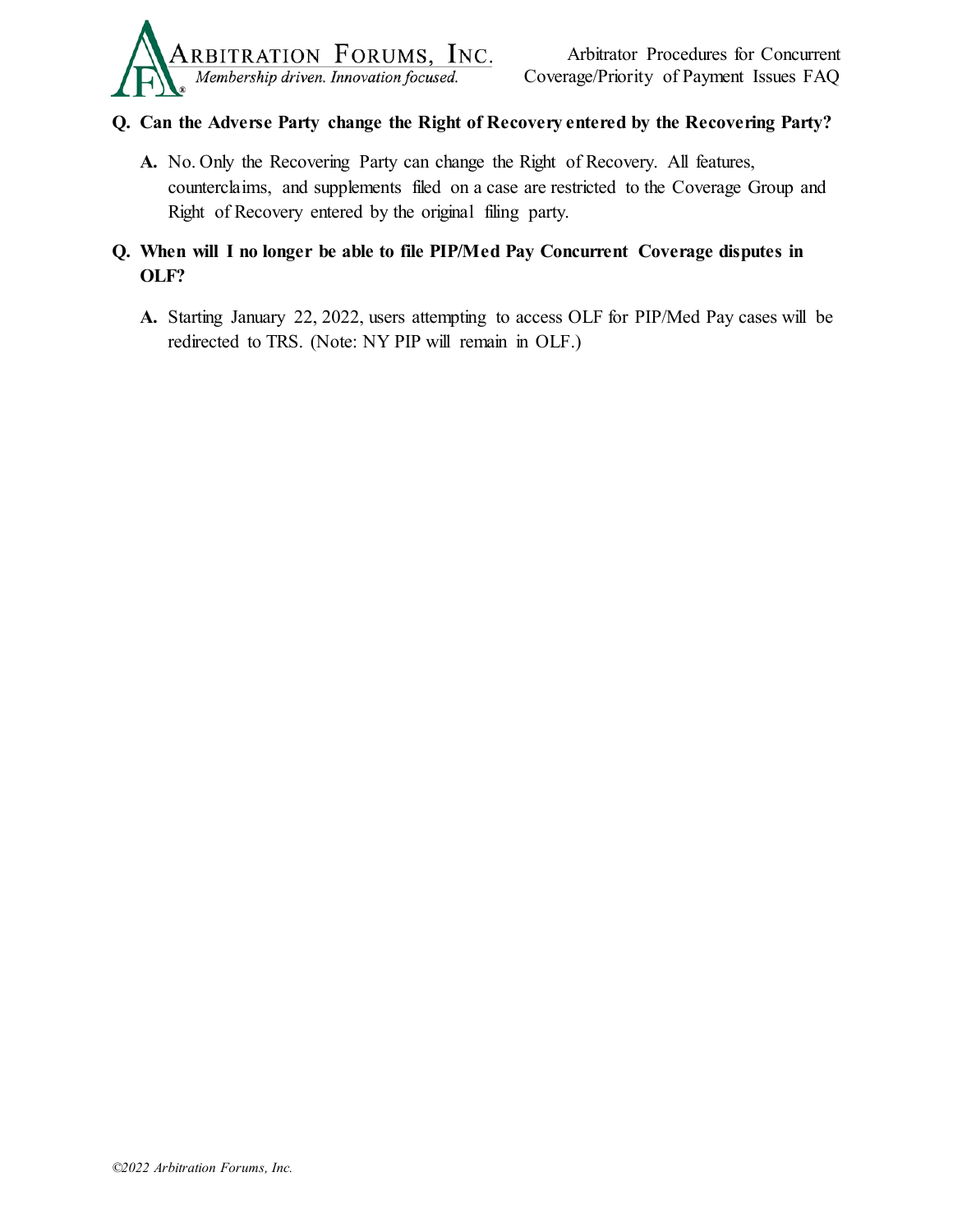**Q. Can the Adverse Party change the Right of Recovery entered by the Recovering Party?**

**A.** No. Only the Recovering Party can change the Right of Recovery. All features, counterclaims, and supplements filed on a case are restricted to the Coverage Group and Right of Recovery entered by the original filing party.

**Q. When will I no longer be able to file PIP/Med Pay Concurrent Coverage disputes in OLF?**

**A.** Starting January 22, 2022, users attempting to access OLF for PIP/Med Pay cases will be redirected to TRS. (Note: NY PIP will remain in OLF.)